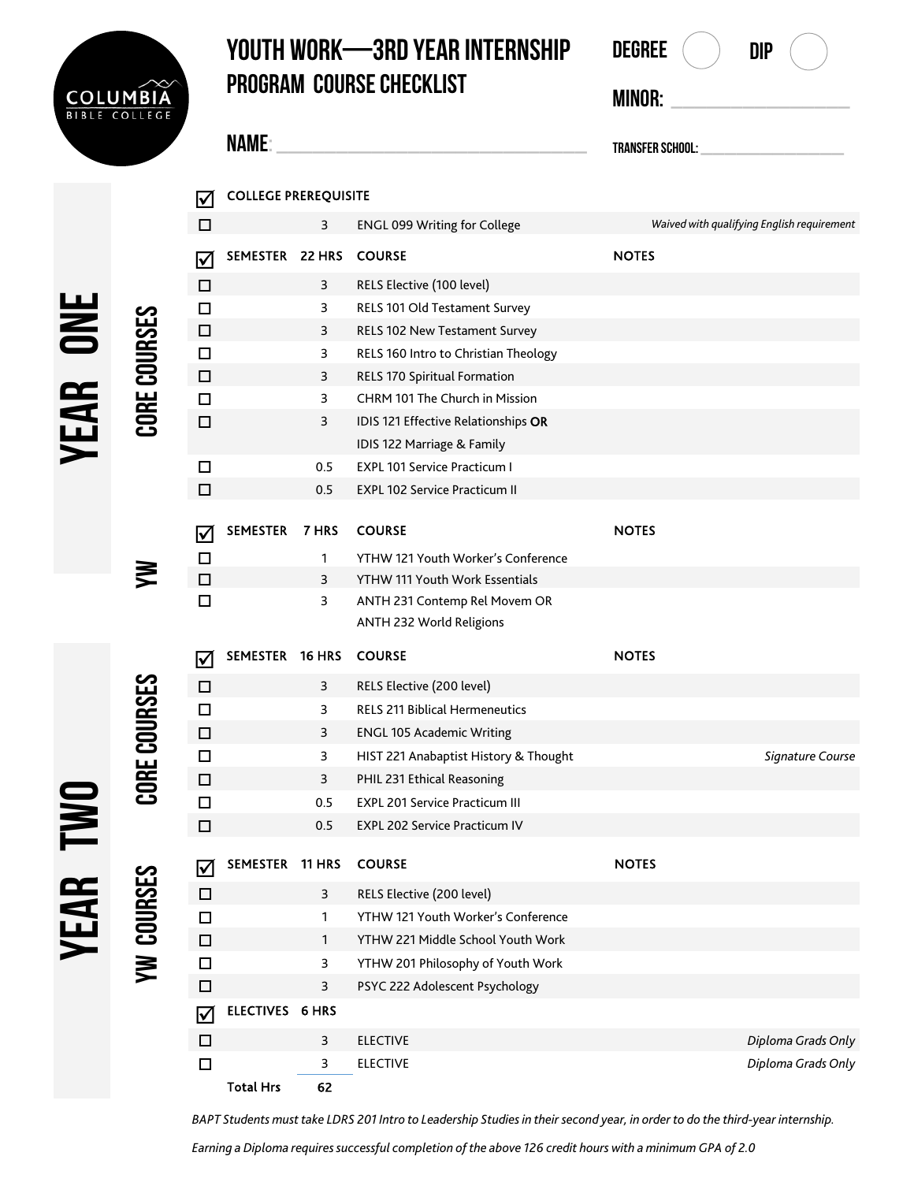# YOUTH WORK—3RD YEAR INTERNSHIP PROGRAM COURSE CHECKLIST

COLUMBIA BIBLE COLLEGE

**DEGREE** ○ **DIP** ○

**MINOR:** ____________________

**NAME:** ____________________________________

**TRANSFER SCHOOL:** ____________________

## COLLEGE PREREQUISITE

| ☐ | | Hrs | Course | Notes |
|---|---|---|---|---|
| ☐ | | 3 | ENGL 099 Writing for College | *Waived with qualifying English requirement* |

## YEAR ONE

### CORE COURSES

| ☑ | SEMESTER | 22 HRS | COURSE | NOTES |
|---|---|---|---|---|
| ☐ | | 3 | RELS Elective (100 level) | |
| ☐ | | 3 | RELS 101 Old Testament Survey | |
| ☐ | | 3 | RELS 102 New Testament Survey | |
| ☐ | | 3 | RELS 160 Intro to Christian Theology | |
| ☐ | | 3 | RELS 170 Spiritual Formation | |
| ☐ | | 3 | CHRM 101 The Church in Mission | |
| ☐ | | 3 | IDIS 121 Effective Relationships **OR** IDIS 122 Marriage & Family | |
| ☐ | | 0.5 | EXPL 101 Service Practicum I | |
| ☐ | | 0.5 | EXPL 102 Service Practicum II | |

### YW

| ☑ | SEMESTER | 7 HRS | COURSE | NOTES |
|---|---|---|---|---|
| ☐ | | 1 | YTHW 121 Youth Worker's Conference | |
| ☐ | | 3 | YTHW 111 Youth Work Essentials | |
| ☐ | | 3 | ANTH 231 Contemp Rel Movem OR ANTH 232 World Religions | |

## YEAR TWO

### CORE COURSES

| ☑ | SEMESTER | 16 HRS | COURSE | NOTES |
|---|---|---|---|---|
| ☐ | | 3 | RELS Elective (200 level) | |
| ☐ | | 3 | RELS 211 Biblical Hermeneutics | |
| ☐ | | 3 | ENGL 105 Academic Writing | |
| ☐ | | 3 | HIST 221 Anabaptist History & Thought | *Signature Course* |
| ☐ | | 3 | PHIL 231 Ethical Reasoning | |
| ☐ | | 0.5 | EXPL 201 Service Practicum III | |
| ☐ | | 0.5 | EXPL 202 Service Practicum IV | |

### YW COURSES

| ☑ | SEMESTER | 11 HRS | COURSE | NOTES |
|---|---|---|---|---|
| ☐ | | 3 | RELS Elective (200 level) | |
| ☐ | | 1 | YTHW 121 Youth Worker's Conference | |
| ☐ | | 1 | YTHW 221 Middle School Youth Work | |
| ☐ | | 3 | YTHW 201 Philosophy of Youth Work | |
| ☐ | | 3 | PSYC 222 Adolescent Psychology | |
| ☑ | ELECTIVES | 6 HRS | | |
| ☐ | | 3 | ELECTIVE | *Diploma Grads Only* |
| ☐ | | 3 | ELECTIVE | *Diploma Grads Only* |
| | **Total Hrs** | **62** | | |

*BAPT Students must take LDRS 201 Intro to Leadership Studies in their second year, in order to do the third-year internship.*

*Earning a Diploma requires successful completion of the above 126 credit hours with a minimum GPA of 2.0*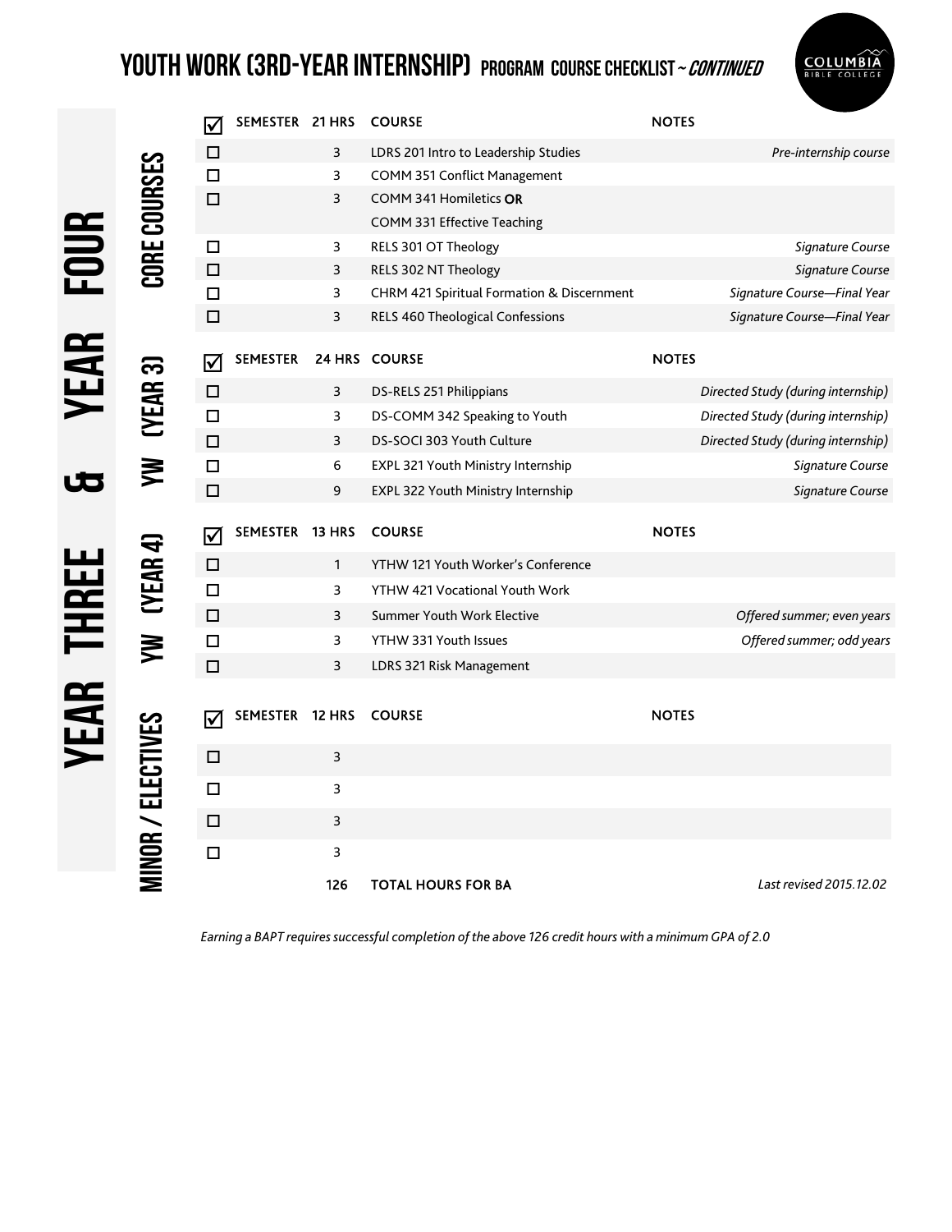# YOUTH WORK (3RD-YEAR INTERNSHIP) PROGRAM COURSE CHECKLIST ~ *CONTINUED*

## YEAR THREE & YEAR FOUR

### CORE COURSES

| ☑ | SEMESTER | 21 HRS | COURSE | NOTES |
|---|---|---|---|---|
| ☐ | | 3 | LDRS 201 Intro to Leadership Studies | *Pre-internship course* |
| ☐ | | 3 | COMM 351 Conflict Management | |
| ☐ | | 3 | COMM 341 Homiletics **OR** COMM 331 Effective Teaching | |
| ☐ | | 3 | RELS 301 OT Theology | *Signature Course* |
| ☐ | | 3 | RELS 302 NT Theology | *Signature Course* |
| ☐ | | 3 | CHRM 421 Spiritual Formation & Discernment | *Signature Course—Final Year* |
| ☐ | | 3 | RELS 460 Theological Confessions | *Signature Course—Final Year* |

### YW (YEAR 3)

| ☑ | SEMESTER | 24 HRS | COURSE | NOTES |
|---|---|---|---|---|
| ☐ | | 3 | DS-RELS 251 Philippians | *Directed Study (during internship)* |
| ☐ | | 3 | DS-COMM 342 Speaking to Youth | *Directed Study (during internship)* |
| ☐ | | 3 | DS-SOCI 303 Youth Culture | *Directed Study (during internship)* |
| ☐ | | 6 | EXPL 321 Youth Ministry Internship | *Signature Course* |
| ☐ | | 9 | EXPL 322 Youth Ministry Internship | *Signature Course* |

### YW (YEAR 4)

| ☑ | SEMESTER | 13 HRS | COURSE | NOTES |
|---|---|---|---|---|
| ☐ | | 1 | YTHW 121 Youth Worker's Conference | |
| ☐ | | 3 | YTHW 421 Vocational Youth Work | |
| ☐ | | 3 | Summer Youth Work Elective | *Offered summer; even years* |
| ☐ | | 3 | YTHW 331 Youth Issues | *Offered summer; odd years* |
| ☐ | | 3 | LDRS 321 Risk Management | |

### MINOR / ELECTIVES

| ☑ | SEMESTER | 12 HRS | COURSE | NOTES |
|---|---|---|---|---|
| ☐ | | 3 | | |
| ☐ | | 3 | | |
| ☐ | | 3 | | |
| ☐ | | 3 | | |
| | | 126 | TOTAL HOURS FOR BA | *Last revised 2015.12.02* |

*Earning a BAPT requires successful completion of the above 126 credit hours with a minimum GPA of 2.0*